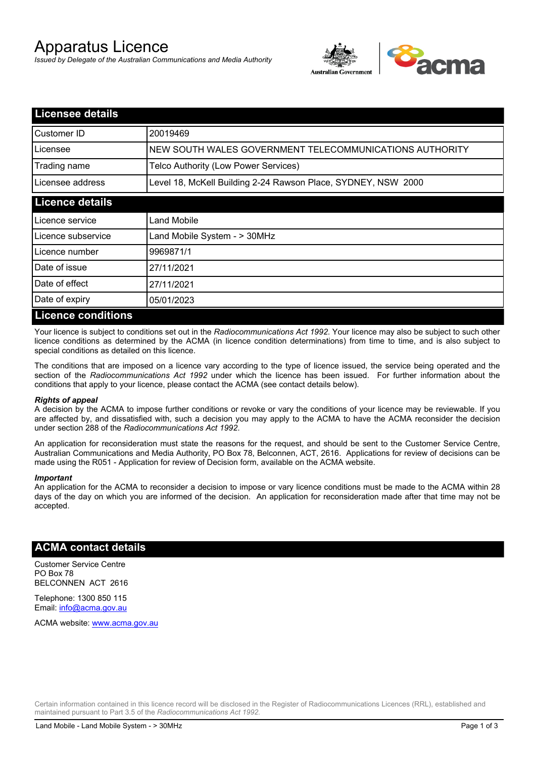# Apparatus Licence

*Issued by Delegate of the Australian Communications and Media Authority*

## Licensee details

| | |
|---|---|
| Customer ID | 20019469 |
| Licensee | NEW SOUTH WALES GOVERNMENT TELECOMMUNICATIONS AUTHORITY |
| Trading name | Telco Authority (Low Power Services) |
| Licensee address | Level 18, McKell Building 2-24 Rawson Place, SYDNEY, NSW 2000 |

## Licence details

| | |
|---|---|
| Licence service | Land Mobile |
| Licence subservice | Land Mobile System - > 30MHz |
| Licence number | 9969871/1 |
| Date of issue | 27/11/2021 |
| Date of effect | 27/11/2021 |
| Date of expiry | 05/01/2023 |

## Licence conditions

Your licence is subject to conditions set out in the *Radiocommunications Act 1992*. Your licence may also be subject to such other licence conditions as determined by the ACMA (in licence condition determinations) from time to time, and is also subject to special conditions as detailed on this licence.

The conditions that are imposed on a licence vary according to the type of licence issued, the service being operated and the section of the *Radiocommunications Act 1992* under which the licence has been issued. For further information about the conditions that apply to your licence, please contact the ACMA (see contact details below).

***Rights of appeal***

A decision by the ACMA to impose further conditions or revoke or vary the conditions of your licence may be reviewable. If you are affected by, and dissatisfied with, such a decision you may apply to the ACMA to have the ACMA reconsider the decision under section 288 of the *Radiocommunications Act 1992*.

An application for reconsideration must state the reasons for the request, and should be sent to the Customer Service Centre, Australian Communications and Media Authority, PO Box 78, Belconnen, ACT, 2616. Applications for review of decisions can be made using the R051 - Application for review of Decision form, available on the ACMA website.

***Important***

An application for the ACMA to reconsider a decision to impose or vary licence conditions must be made to the ACMA within 28 days of the day on which you are informed of the decision. An application for reconsideration made after that time may not be accepted.

## ACMA contact details

Customer Service Centre
PO Box 78
BELCONNEN ACT 2616

Telephone: 1300 850 115
Email: info@acma.gov.au

ACMA website: www.acma.gov.au

Certain information contained in this licence record will be disclosed in the Register of Radiocommunications Licences (RRL), established and maintained pursuant to Part 3.5 of the *Radiocommunications Act 1992.*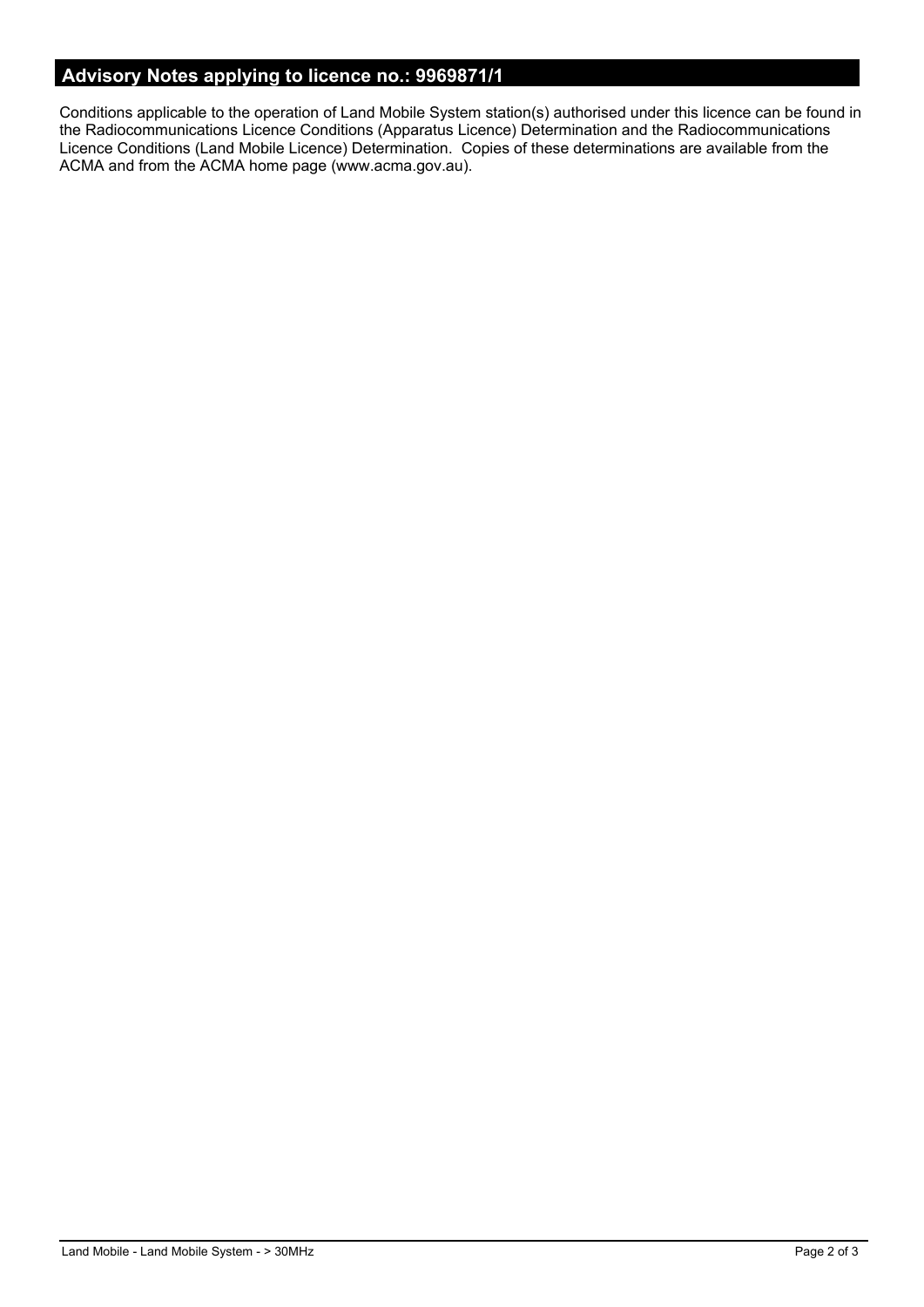## Advisory Notes applying to licence no.: 9969871/1

Conditions applicable to the operation of Land Mobile System station(s) authorised under this licence can be found in the Radiocommunications Licence Conditions (Apparatus Licence) Determination and the Radiocommunications Licence Conditions (Land Mobile Licence) Determination. Copies of these determinations are available from the ACMA and from the ACMA home page (www.acma.gov.au).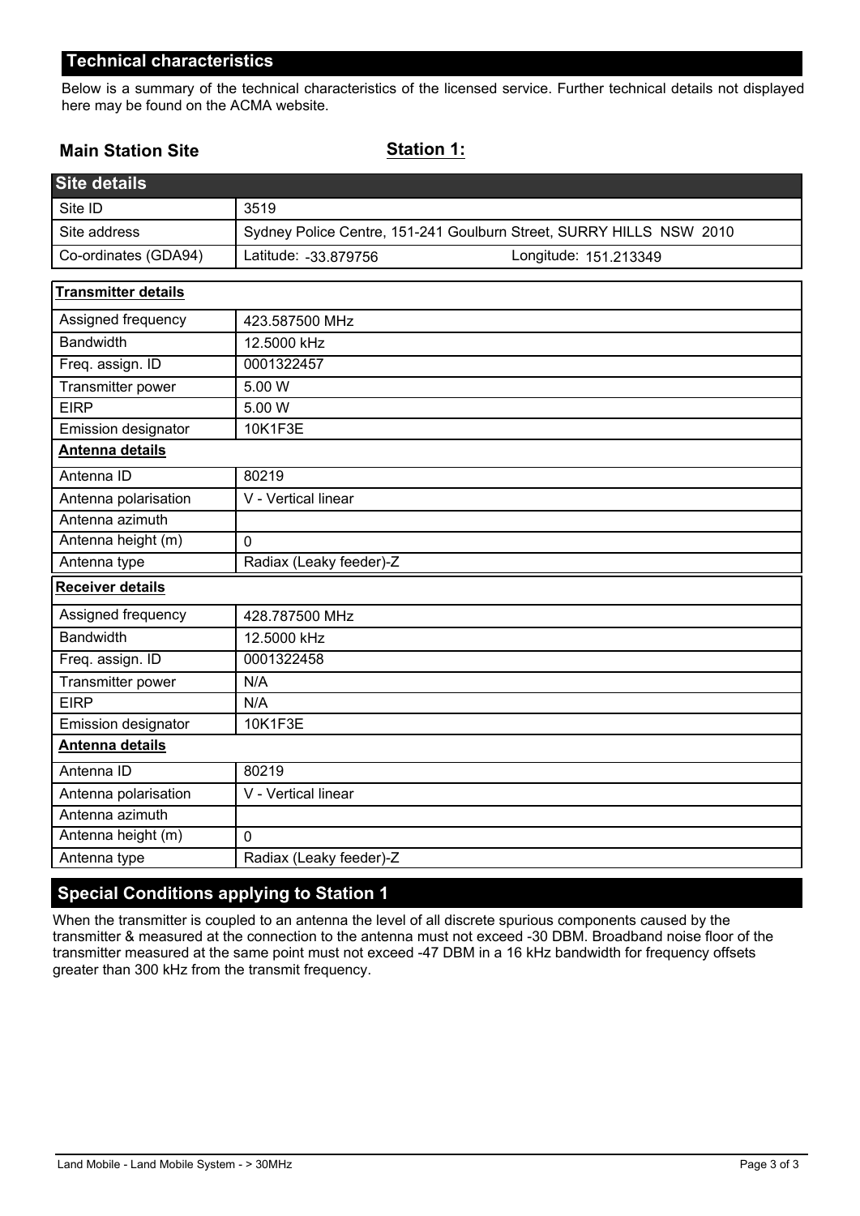## Technical characteristics

Below is a summary of the technical characteristics of the licensed service. Further technical details not displayed here may be found on the ACMA website.

**Main Station Site** **Station 1:**

| Site details | | |
|---|---|---|
| Site ID | 3519 | |
| Site address | Sydney Police Centre, 151-241 Goulburn Street, SURRY HILLS NSW 2010 | |
| Co-ordinates (GDA94) | Latitude: -33.879756 | Longitude: 151.213349 |

| Transmitter details | |
|---|---|
| Assigned frequency | 423.587500 MHz |
| Bandwidth | 12.5000 kHz |
| Freq. assign. ID | 0001322457 |
| Transmitter power | 5.00 W |
| EIRP | 5.00 W |
| Emission designator | 10K1F3E |
| **Antenna details** | |
| Antenna ID | 80219 |
| Antenna polarisation | V - Vertical linear |
| Antenna azimuth | |
| Antenna height (m) | 0 |
| Antenna type | Radiax (Leaky feeder)-Z |

| Receiver details | |
|---|---|
| Assigned frequency | 428.787500 MHz |
| Bandwidth | 12.5000 kHz |
| Freq. assign. ID | 0001322458 |
| Transmitter power | N/A |
| EIRP | N/A |
| Emission designator | 10K1F3E |
| **Antenna details** | |
| Antenna ID | 80219 |
| Antenna polarisation | V - Vertical linear |
| Antenna azimuth | |
| Antenna height (m) | 0 |
| Antenna type | Radiax (Leaky feeder)-Z |

## Special Conditions applying to Station 1

When the transmitter is coupled to an antenna the level of all discrete spurious components caused by the transmitter & measured at the connection to the antenna must not exceed -30 DBM. Broadband noise floor of the transmitter measured at the same point must not exceed -47 DBM in a 16 kHz bandwidth for frequency offsets greater than 300 kHz from the transmit frequency.

Land Mobile - Land Mobile System - > 30MHz